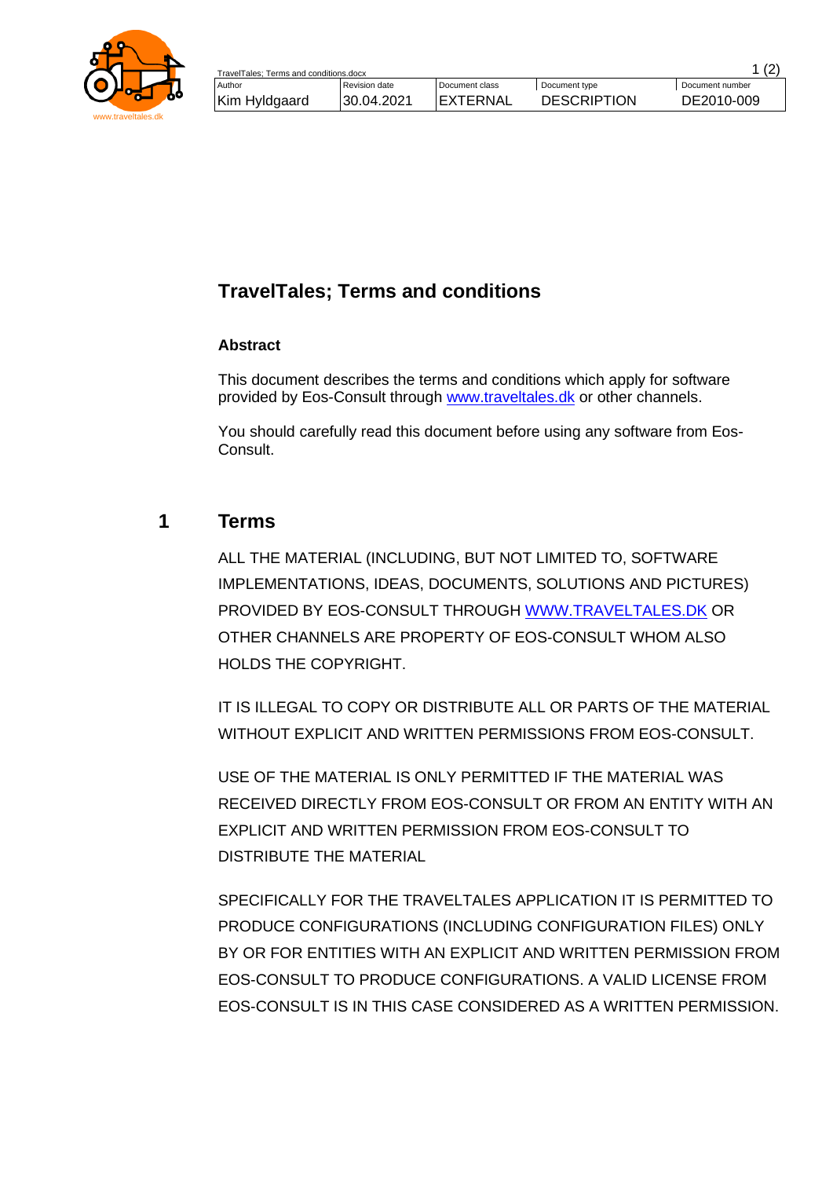| Author | Revision date | Document class | Document type | Document number |
|---|---|---|---|---|
| Kim Hyldgaard | 30.04.2021 | EXTERNAL | DESCRIPTION | DE2010-009 |

# TravelTales; Terms and conditions

### Abstract

This document describes the terms and conditions which apply for software provided by Eos-Consult through www.traveltales.dk or other channels.

You should carefully read this document before using any software from Eos-Consult.

## 1 Terms

ALL THE MATERIAL (INCLUDING, BUT NOT LIMITED TO, SOFTWARE IMPLEMENTATIONS, IDEAS, DOCUMENTS, SOLUTIONS AND PICTURES) PROVIDED BY EOS-CONSULT THROUGH WWW.TRAVELTALES.DK OR OTHER CHANNELS ARE PROPERTY OF EOS-CONSULT WHOM ALSO HOLDS THE COPYRIGHT.

IT IS ILLEGAL TO COPY OR DISTRIBUTE ALL OR PARTS OF THE MATERIAL WITHOUT EXPLICIT AND WRITTEN PERMISSIONS FROM EOS-CONSULT.

USE OF THE MATERIAL IS ONLY PERMITTED IF THE MATERIAL WAS RECEIVED DIRECTLY FROM EOS-CONSULT OR FROM AN ENTITY WITH AN EXPLICIT AND WRITTEN PERMISSION FROM EOS-CONSULT TO DISTRIBUTE THE MATERIAL

SPECIFICALLY FOR THE TRAVELTALES APPLICATION IT IS PERMITTED TO PRODUCE CONFIGURATIONS (INCLUDING CONFIGURATION FILES) ONLY BY OR FOR ENTITIES WITH AN EXPLICIT AND WRITTEN PERMISSION FROM EOS-CONSULT TO PRODUCE CONFIGURATIONS. A VALID LICENSE FROM EOS-CONSULT IS IN THIS CASE CONSIDERED AS A WRITTEN PERMISSION.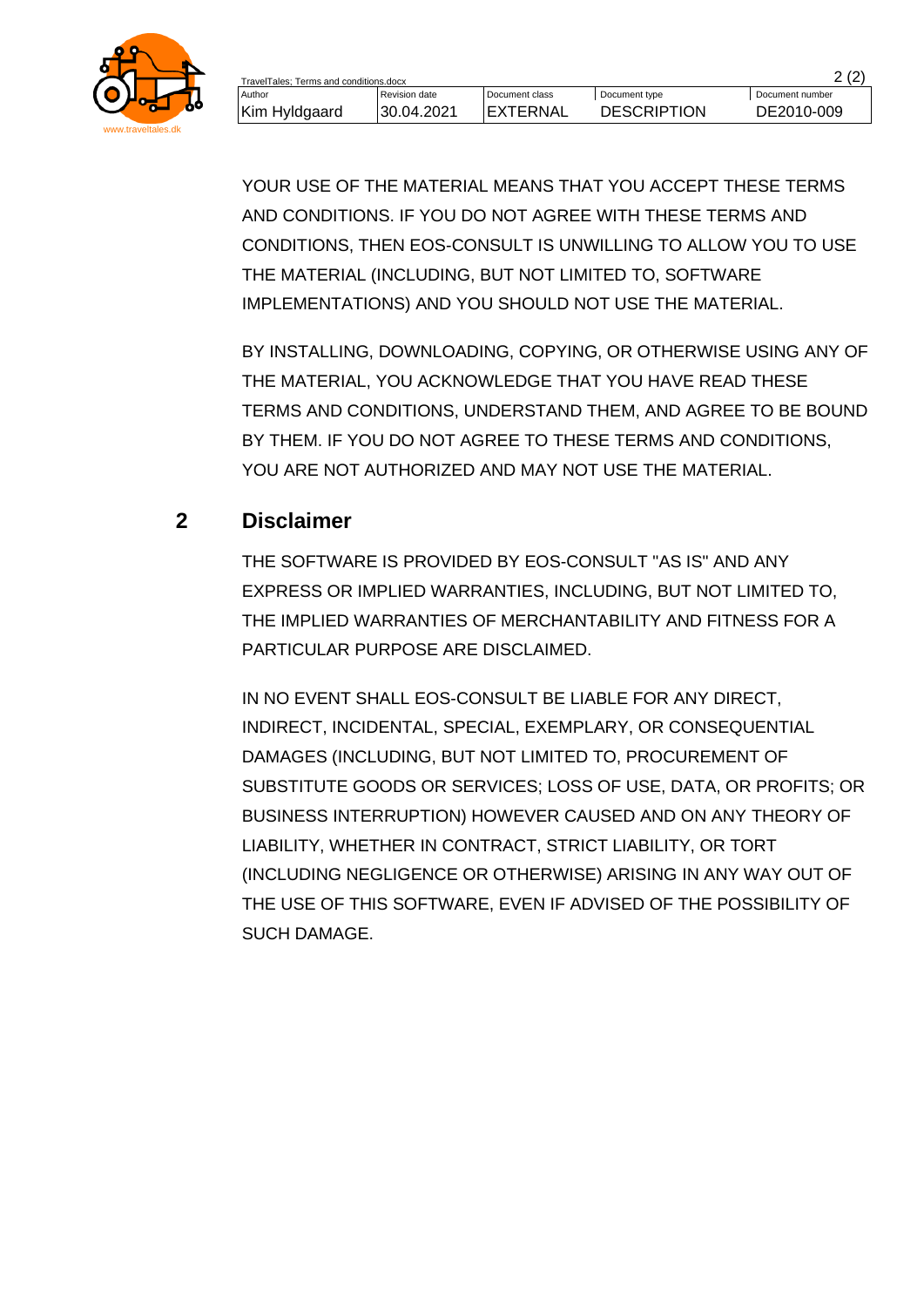YOUR USE OF THE MATERIAL MEANS THAT YOU ACCEPT THESE TERMS AND CONDITIONS. IF YOU DO NOT AGREE WITH THESE TERMS AND CONDITIONS, THEN EOS-CONSULT IS UNWILLING TO ALLOW YOU TO USE THE MATERIAL (INCLUDING, BUT NOT LIMITED TO, SOFTWARE IMPLEMENTATIONS) AND YOU SHOULD NOT USE THE MATERIAL.

BY INSTALLING, DOWNLOADING, COPYING, OR OTHERWISE USING ANY OF THE MATERIAL, YOU ACKNOWLEDGE THAT YOU HAVE READ THESE TERMS AND CONDITIONS, UNDERSTAND THEM, AND AGREE TO BE BOUND BY THEM. IF YOU DO NOT AGREE TO THESE TERMS AND CONDITIONS, YOU ARE NOT AUTHORIZED AND MAY NOT USE THE MATERIAL.

## 2 Disclaimer

THE SOFTWARE IS PROVIDED BY EOS-CONSULT "AS IS" AND ANY EXPRESS OR IMPLIED WARRANTIES, INCLUDING, BUT NOT LIMITED TO, THE IMPLIED WARRANTIES OF MERCHANTABILITY AND FITNESS FOR A PARTICULAR PURPOSE ARE DISCLAIMED.

IN NO EVENT SHALL EOS-CONSULT BE LIABLE FOR ANY DIRECT, INDIRECT, INCIDENTAL, SPECIAL, EXEMPLARY, OR CONSEQUENTIAL DAMAGES (INCLUDING, BUT NOT LIMITED TO, PROCUREMENT OF SUBSTITUTE GOODS OR SERVICES; LOSS OF USE, DATA, OR PROFITS; OR BUSINESS INTERRUPTION) HOWEVER CAUSED AND ON ANY THEORY OF LIABILITY, WHETHER IN CONTRACT, STRICT LIABILITY, OR TORT (INCLUDING NEGLIGENCE OR OTHERWISE) ARISING IN ANY WAY OUT OF THE USE OF THIS SOFTWARE, EVEN IF ADVISED OF THE POSSIBILITY OF SUCH DAMAGE.